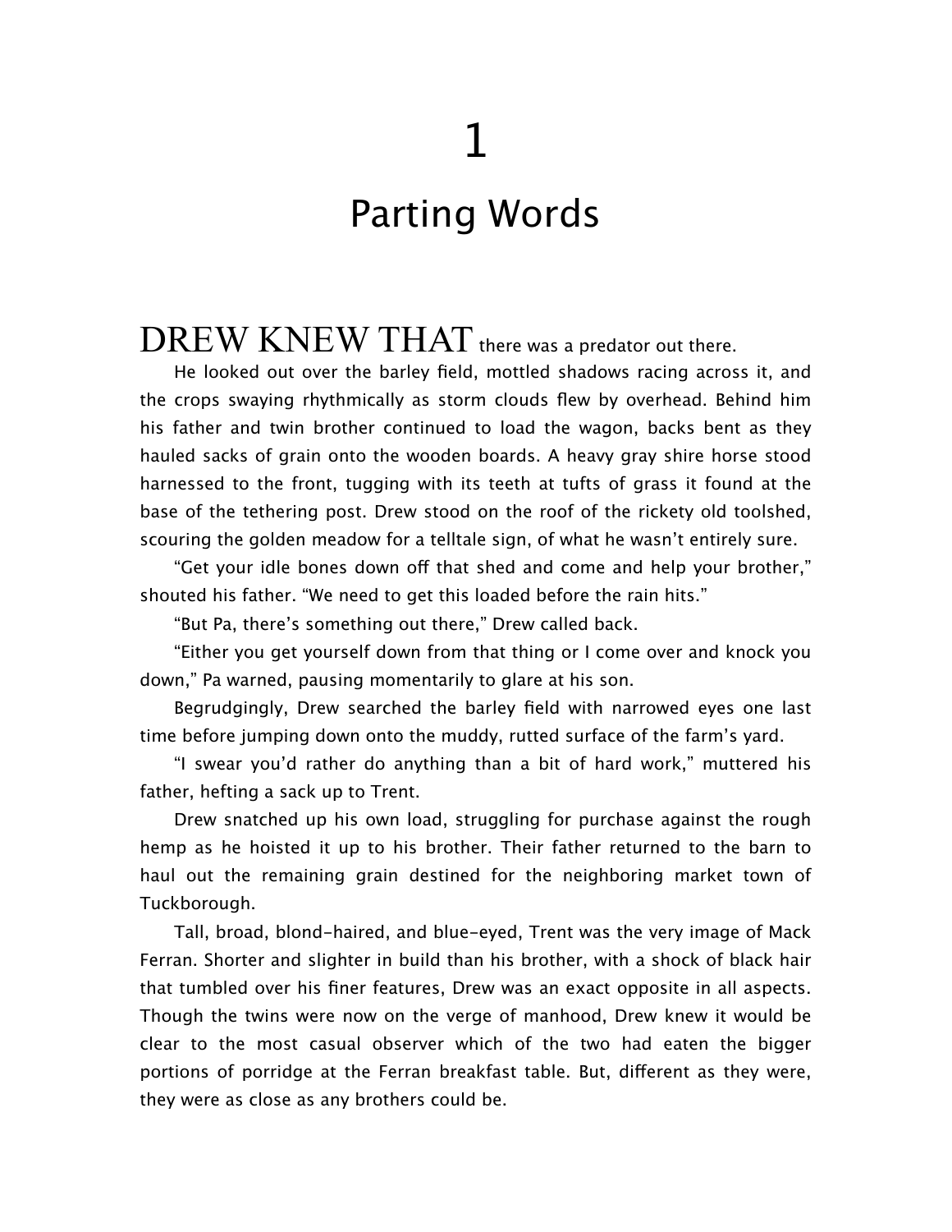# 1

# Parting Words

DREW KNEW THAT there was a predator out there.

He looked out over the barley field, mottled shadows racing across it, and the crops swaying rhythmically as storm clouds flew by overhead. Behind him his father and twin brother continued to load the wagon, backs bent as they hauled sacks of grain onto the wooden boards. A heavy gray shire horse stood harnessed to the front, tugging with its teeth at tufts of grass it found at the base of the tethering post. Drew stood on the roof of the rickety old toolshed, scouring the golden meadow for a telltale sign, of what he wasn't entirely sure.

"Get your idle bones down off that shed and come and help your brother," shouted his father. "We need to get this loaded before the rain hits."

"But Pa, there's something out there," Drew called back.

"Either you get yourself down from that thing or I come over and knock you down," Pa warned, pausing momentarily to glare at his son.

Begrudgingly, Drew searched the barley field with narrowed eyes one last time before jumping down onto the muddy, rutted surface of the farm's yard.

"I swear you'd rather do anything than a bit of hard work," muttered his father, hefting a sack up to Trent.

Drew snatched up his own load, struggling for purchase against the rough hemp as he hoisted it up to his brother. Their father returned to the barn to haul out the remaining grain destined for the neighboring market town of Tuckborough.

Tall, broad, blond-haired, and blue-eyed, Trent was the very image of Mack Ferran. Shorter and slighter in build than his brother, with a shock of black hair that tumbled over his finer features, Drew was an exact opposite in all aspects. Though the twins were now on the verge of manhood, Drew knew it would be clear to the most casual observer which of the two had eaten the bigger portions of porridge at the Ferran breakfast table. But, different as they were, they were as close as any brothers could be.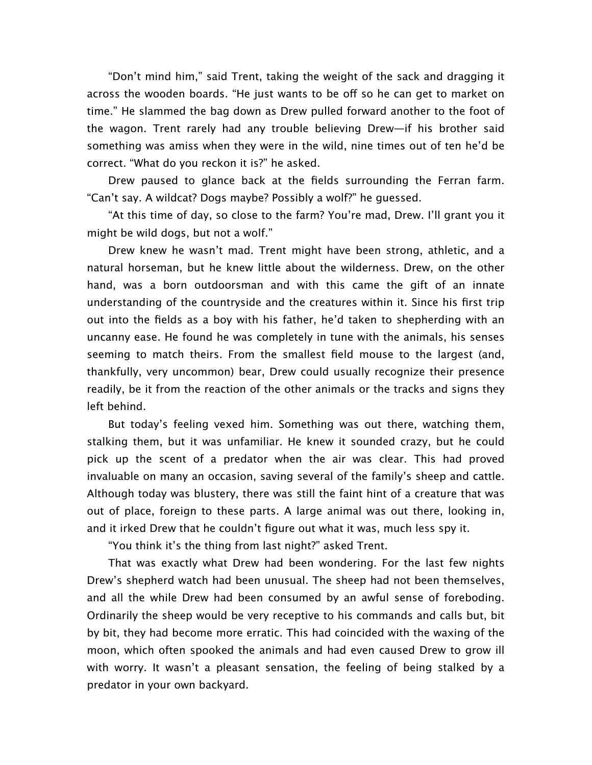"Don't mind him," said Trent, taking the weight of the sack and dragging it across the wooden boards. "He just wants to be off so he can get to market on time." He slammed the bag down as Drew pulled forward another to the foot of the wagon. Trent rarely had any trouble believing Drew—if his brother said something was amiss when they were in the wild, nine times out of ten he'd be correct. "What do you reckon it is?" he asked.

Drew paused to glance back at the fields surrounding the Ferran farm. "Can't say. A wildcat? Dogs maybe? Possibly a wolf?" he guessed.

"At this time of day, so close to the farm? You're mad, Drew. I'll grant you it might be wild dogs, but not a wolf."

Drew knew he wasn't mad. Trent might have been strong, athletic, and a natural horseman, but he knew little about the wilderness. Drew, on the other hand, was a born outdoorsman and with this came the gift of an innate understanding of the countryside and the creatures within it. Since his first trip out into the fields as a boy with his father, he'd taken to shepherding with an uncanny ease. He found he was completely in tune with the animals, his senses seeming to match theirs. From the smallest field mouse to the largest (and, thankfully, very uncommon) bear, Drew could usually recognize their presence readily, be it from the reaction of the other animals or the tracks and signs they left behind.

But today's feeling vexed him. Something was out there, watching them, stalking them, but it was unfamiliar. He knew it sounded crazy, but he could pick up the scent of a predator when the air was clear. This had proved invaluable on many an occasion, saving several of the family's sheep and cattle. Although today was blustery, there was still the faint hint of a creature that was out of place, foreign to these parts. A large animal was out there, looking in, and it irked Drew that he couldn't figure out what it was, much less spy it.

"You think it's the thing from last night?" asked Trent.

That was exactly what Drew had been wondering. For the last few nights Drew's shepherd watch had been unusual. The sheep had not been themselves, and all the while Drew had been consumed by an awful sense of foreboding. Ordinarily the sheep would be very receptive to his commands and calls but, bit by bit, they had become more erratic. This had coincided with the waxing of the moon, which often spooked the animals and had even caused Drew to grow ill with worry. It wasn't a pleasant sensation, the feeling of being stalked by a predator in your own backyard.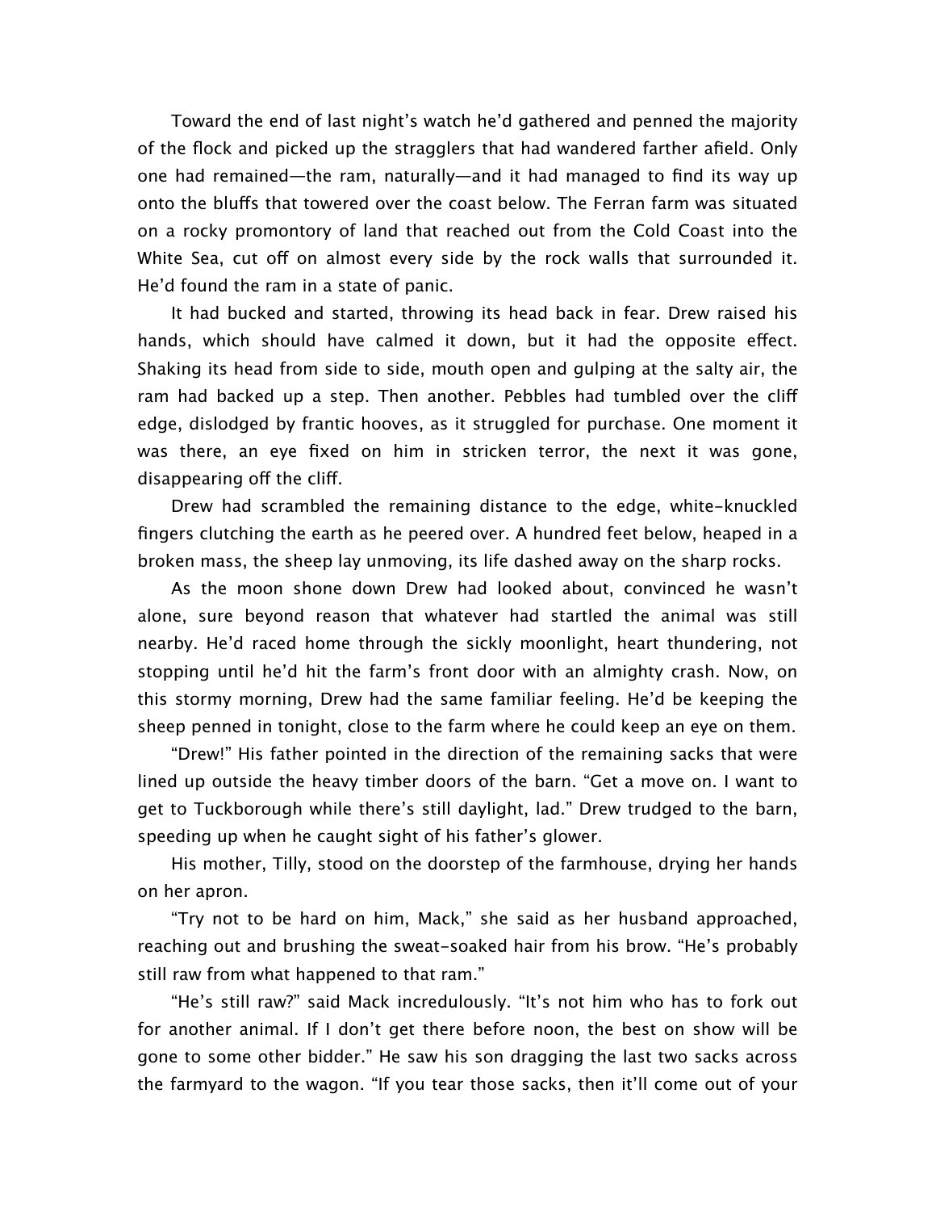Toward the end of last night's watch he'd gathered and penned the majority of the flock and picked up the stragglers that had wandered farther afield. Only one had remained—the ram, naturally—and it had managed to find its way up onto the bluffs that towered over the coast below. The Ferran farm was situated on a rocky promontory of land that reached out from the Cold Coast into the White Sea, cut off on almost every side by the rock walls that surrounded it. He'd found the ram in a state of panic.

It had bucked and started, throwing its head back in fear. Drew raised his hands, which should have calmed it down, but it had the opposite effect. Shaking its head from side to side, mouth open and gulping at the salty air, the ram had backed up a step. Then another. Pebbles had tumbled over the cliff edge, dislodged by frantic hooves, as it struggled for purchase. One moment it was there, an eye fixed on him in stricken terror, the next it was gone, disappearing off the cliff.

Drew had scrambled the remaining distance to the edge, white-knuckled fingers clutching the earth as he peered over. A hundred feet below, heaped in a broken mass, the sheep lay unmoving, its life dashed away on the sharp rocks.

As the moon shone down Drew had looked about, convinced he wasn't alone, sure beyond reason that whatever had startled the animal was still nearby. He'd raced home through the sickly moonlight, heart thundering, not stopping until he'd hit the farm's front door with an almighty crash. Now, on this stormy morning, Drew had the same familiar feeling. He'd be keeping the sheep penned in tonight, close to the farm where he could keep an eye on them.

"Drew!" His father pointed in the direction of the remaining sacks that were lined up outside the heavy timber doors of the barn. "Get a move on. I want to get to Tuckborough while there's still daylight, lad." Drew trudged to the barn, speeding up when he caught sight of his father's glower.

His mother, Tilly, stood on the doorstep of the farmhouse, drying her hands on her apron.

"Try not to be hard on him, Mack," she said as her husband approached, reaching out and brushing the sweat-soaked hair from his brow. "He's probably still raw from what happened to that ram."

"He's still raw?" said Mack incredulously. "It's not him who has to fork out for another animal. If I don't get there before noon, the best on show will be gone to some other bidder." He saw his son dragging the last two sacks across the farmyard to the wagon. "If you tear those sacks, then it'll come out of your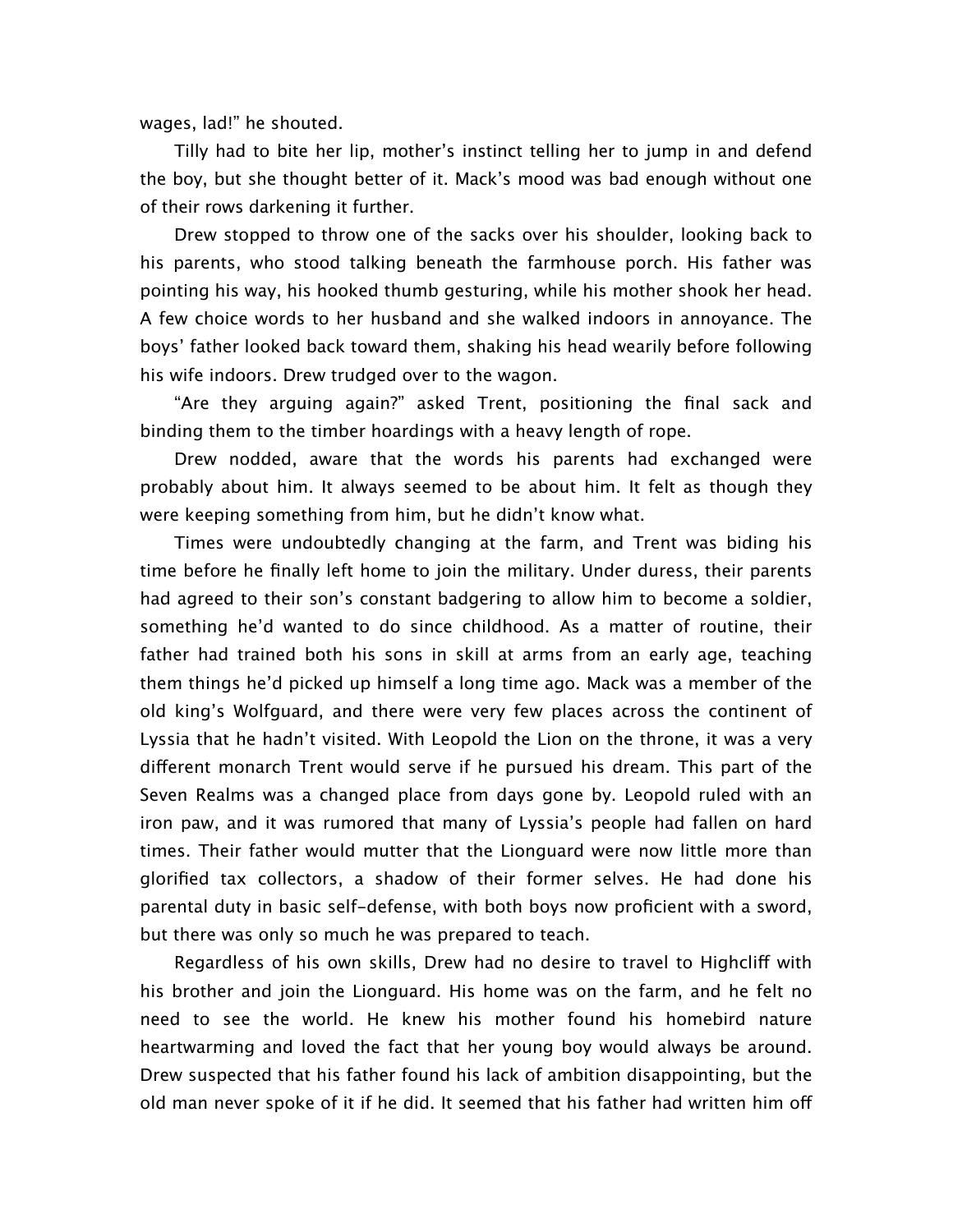wages, lad!" he shouted.

Tilly had to bite her lip, mother's instinct telling her to jump in and defend the boy, but she thought better of it. Mack's mood was bad enough without one of their rows darkening it further.

Drew stopped to throw one of the sacks over his shoulder, looking back to his parents, who stood talking beneath the farmhouse porch. His father was pointing his way, his hooked thumb gesturing, while his mother shook her head. A few choice words to her husband and she walked indoors in annoyance. The boys' father looked back toward them, shaking his head wearily before following his wife indoors. Drew trudged over to the wagon.

"Are they arguing again?" asked Trent, positioning the final sack and binding them to the timber hoardings with a heavy length of rope.

Drew nodded, aware that the words his parents had exchanged were probably about him. It always seemed to be about him. It felt as though they were keeping something from him, but he didn't know what.

Times were undoubtedly changing at the farm, and Trent was biding his time before he finally left home to join the military. Under duress, their parents had agreed to their son's constant badgering to allow him to become a soldier, something he'd wanted to do since childhood. As a matter of routine, their father had trained both his sons in skill at arms from an early age, teaching them things he'd picked up himself a long time ago. Mack was a member of the old king's Wolfguard, and there were very few places across the continent of Lyssia that he hadn't visited. With Leopold the Lion on the throne, it was a very different monarch Trent would serve if he pursued his dream. This part of the Seven Realms was a changed place from days gone by. Leopold ruled with an iron paw, and it was rumored that many of Lyssia's people had fallen on hard times. Their father would mutter that the Lionguard were now little more than glorified tax collectors, a shadow of their former selves. He had done his parental duty in basic self-defense, with both boys now proficient with a sword, but there was only so much he was prepared to teach.

Regardless of his own skills, Drew had no desire to travel to Highcliff with his brother and join the Lionguard. His home was on the farm, and he felt no need to see the world. He knew his mother found his homebird nature heartwarming and loved the fact that her young boy would always be around. Drew suspected that his father found his lack of ambition disappointing, but the old man never spoke of it if he did. It seemed that his father had written him off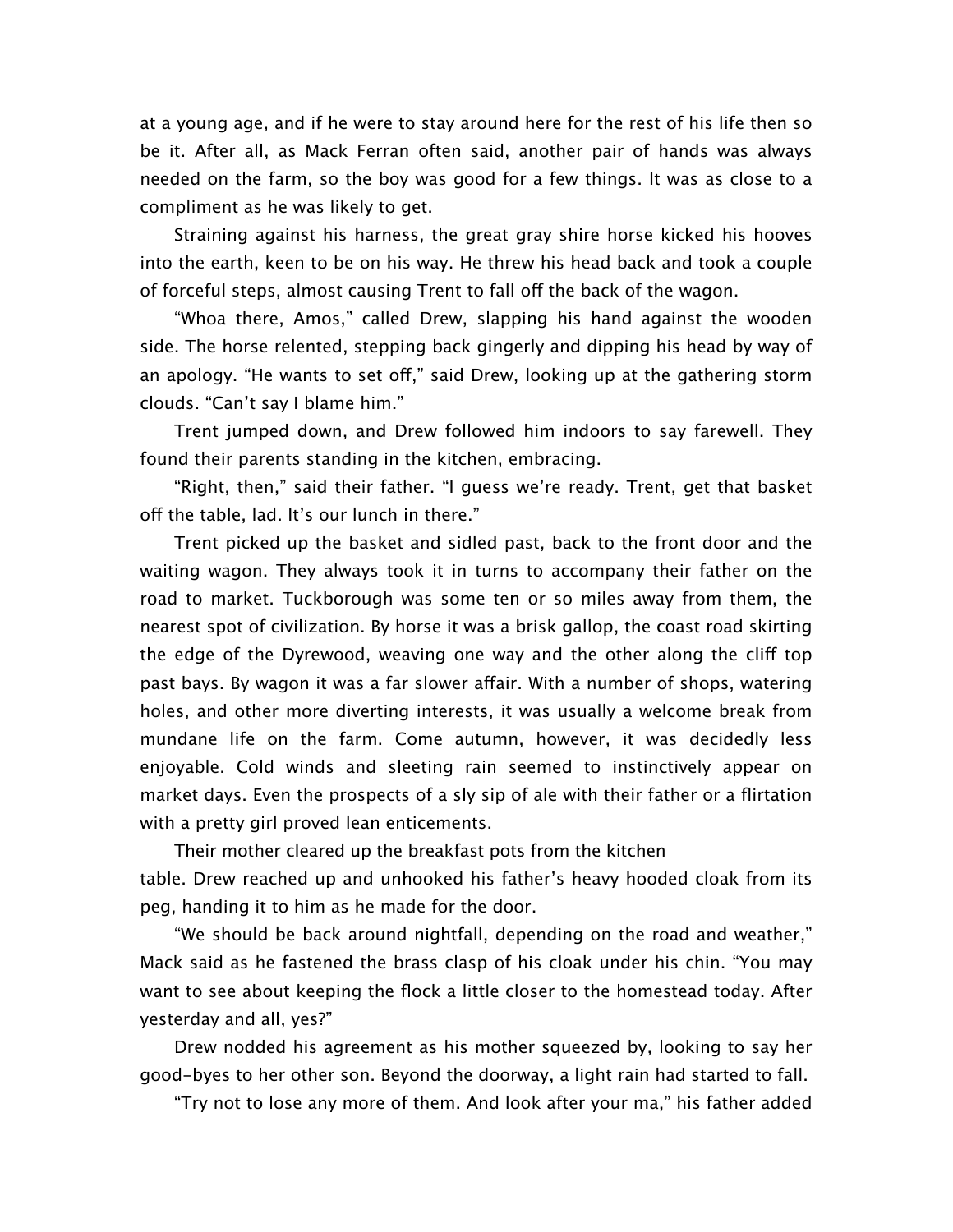at a young age, and if he were to stay around here for the rest of his life then so be it. After all, as Mack Ferran often said, another pair of hands was always needed on the farm, so the boy was good for a few things. It was as close to a compliment as he was likely to get.

Straining against his harness, the great gray shire horse kicked his hooves into the earth, keen to be on his way. He threw his head back and took a couple of forceful steps, almost causing Trent to fall off the back of the wagon.

"Whoa there, Amos," called Drew, slapping his hand against the wooden side. The horse relented, stepping back gingerly and dipping his head by way of an apology. "He wants to set off," said Drew, looking up at the gathering storm clouds. "Can't say I blame him."

Trent jumped down, and Drew followed him indoors to say farewell. They found their parents standing in the kitchen, embracing.

"Right, then," said their father. "I guess we're ready. Trent, get that basket off the table, lad. It's our lunch in there."

Trent picked up the basket and sidled past, back to the front door and the waiting wagon. They always took it in turns to accompany their father on the road to market. Tuckborough was some ten or so miles away from them, the nearest spot of civilization. By horse it was a brisk gallop, the coast road skirting the edge of the Dyrewood, weaving one way and the other along the cliff top past bays. By wagon it was a far slower affair. With a number of shops, watering holes, and other more diverting interests, it was usually a welcome break from mundane life on the farm. Come autumn, however, it was decidedly less enjoyable. Cold winds and sleeting rain seemed to instinctively appear on market days. Even the prospects of a sly sip of ale with their father or a flirtation with a pretty girl proved lean enticements.

Their mother cleared up the breakfast pots from the kitchen table. Drew reached up and unhooked his father's heavy hooded cloak from its peg, handing it to him as he made for the door.

"We should be back around nightfall, depending on the road and weather," Mack said as he fastened the brass clasp of his cloak under his chin. "You may want to see about keeping the flock a little closer to the homestead today. After yesterday and all, yes?"

Drew nodded his agreement as his mother squeezed by, looking to say her good-byes to her other son. Beyond the doorway, a light rain had started to fall.

"Try not to lose any more of them. And look after your ma," his father added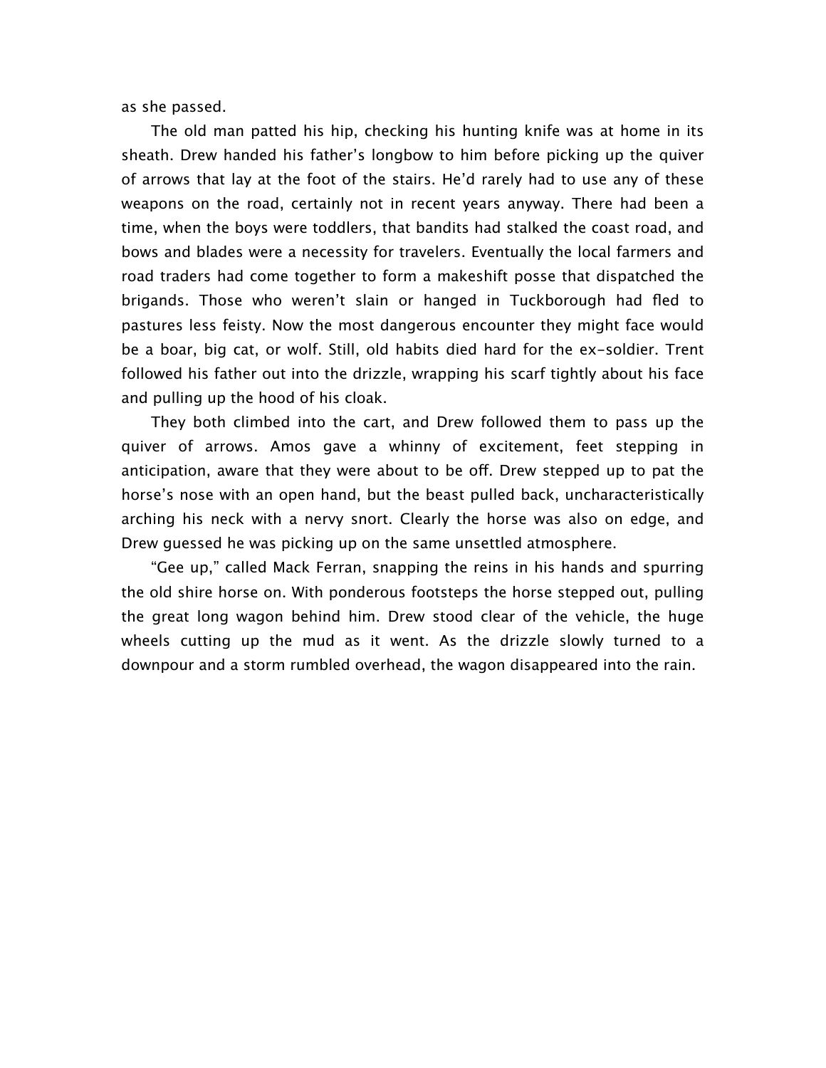as she passed.

The old man patted his hip, checking his hunting knife was at home in its sheath. Drew handed his father's longbow to him before picking up the quiver of arrows that lay at the foot of the stairs. He'd rarely had to use any of these weapons on the road, certainly not in recent years anyway. There had been a time, when the boys were toddlers, that bandits had stalked the coast road, and bows and blades were a necessity for travelers. Eventually the local farmers and road traders had come together to form a makeshift posse that dispatched the brigands. Those who weren't slain or hanged in Tuckborough had fled to pastures less feisty. Now the most dangerous encounter they might face would be a boar, big cat, or wolf. Still, old habits died hard for the ex-soldier. Trent followed his father out into the drizzle, wrapping his scarf tightly about his face and pulling up the hood of his cloak.

They both climbed into the cart, and Drew followed them to pass up the quiver of arrows. Amos gave a whinny of excitement, feet stepping in anticipation, aware that they were about to be off. Drew stepped up to pat the horse's nose with an open hand, but the beast pulled back, uncharacteristically arching his neck with a nervy snort. Clearly the horse was also on edge, and Drew guessed he was picking up on the same unsettled atmosphere.

"Gee up," called Mack Ferran, snapping the reins in his hands and spurring the old shire horse on. With ponderous footsteps the horse stepped out, pulling the great long wagon behind him. Drew stood clear of the vehicle, the huge wheels cutting up the mud as it went. As the drizzle slowly turned to a downpour and a storm rumbled overhead, the wagon disappeared into the rain.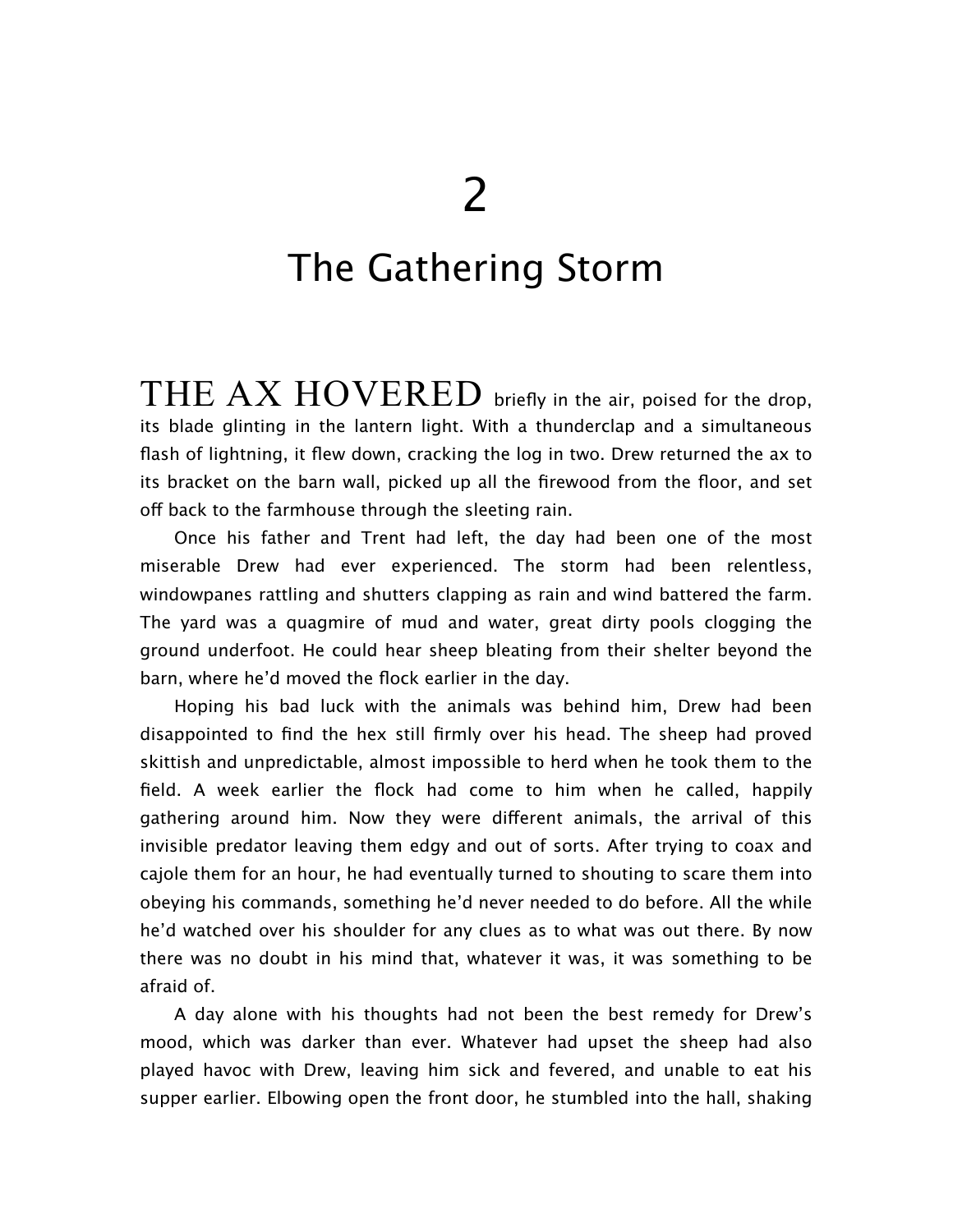# 2

## The Gathering Storm

THE AX HOVERED briefly in the air, poised for the drop, its blade glinting in the lantern light. With a thunderclap and a simultaneous flash of lightning, it flew down, cracking the log in two. Drew returned the ax to its bracket on the barn wall, picked up all the firewood from the floor, and set off back to the farmhouse through the sleeting rain.

Once his father and Trent had left, the day had been one of the most miserable Drew had ever experienced. The storm had been relentless, windowpanes rattling and shutters clapping as rain and wind battered the farm. The yard was a quagmire of mud and water, great dirty pools clogging the ground underfoot. He could hear sheep bleating from their shelter beyond the barn, where he'd moved the flock earlier in the day.

Hoping his bad luck with the animals was behind him, Drew had been disappointed to find the hex still firmly over his head. The sheep had proved skittish and unpredictable, almost impossible to herd when he took them to the field. A week earlier the flock had come to him when he called, happily gathering around him. Now they were different animals, the arrival of this invisible predator leaving them edgy and out of sorts. After trying to coax and cajole them for an hour, he had eventually turned to shouting to scare them into obeying his commands, something he'd never needed to do before. All the while he'd watched over his shoulder for any clues as to what was out there. By now there was no doubt in his mind that, whatever it was, it was something to be afraid of.

A day alone with his thoughts had not been the best remedy for Drew's mood, which was darker than ever. Whatever had upset the sheep had also played havoc with Drew, leaving him sick and fevered, and unable to eat his supper earlier. Elbowing open the front door, he stumbled into the hall, shaking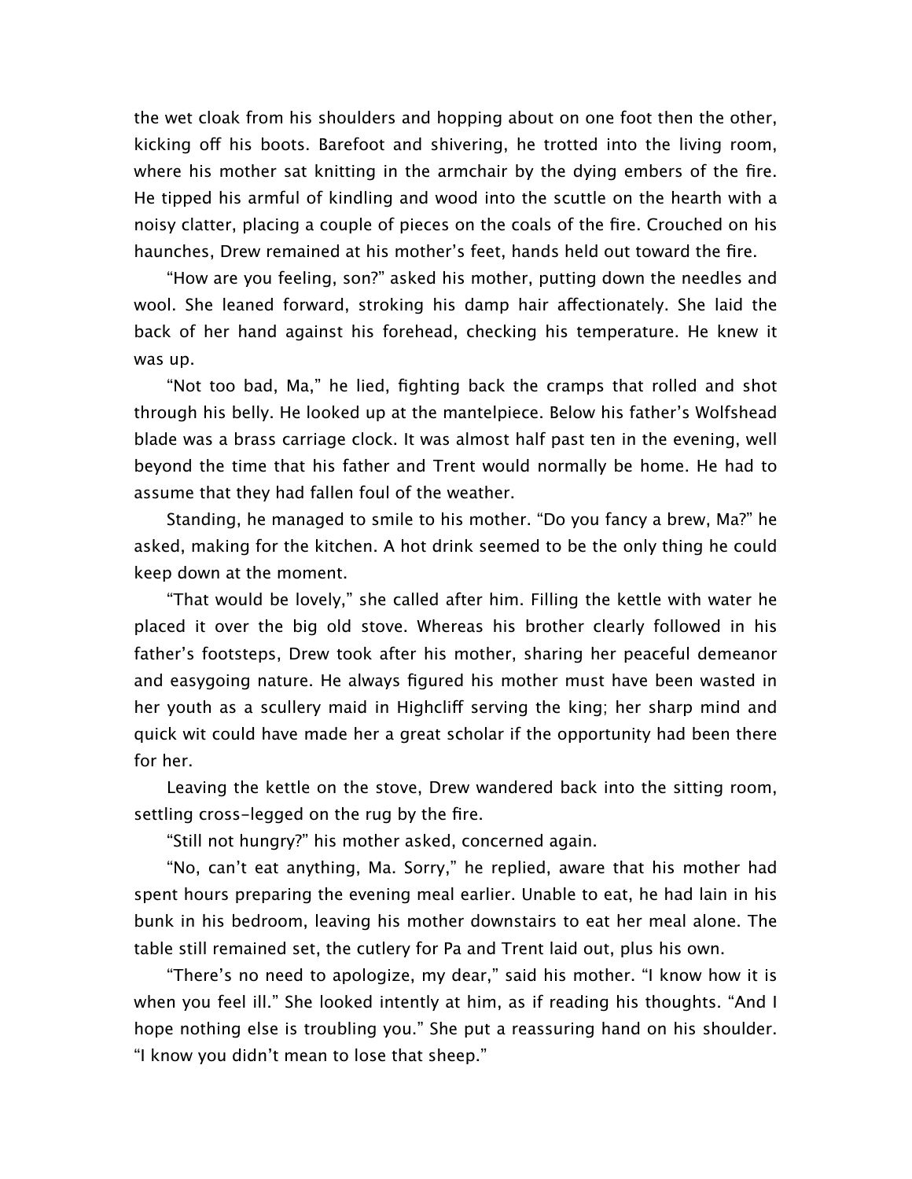the wet cloak from his shoulders and hopping about on one foot then the other, kicking off his boots. Barefoot and shivering, he trotted into the living room, where his mother sat knitting in the armchair by the dying embers of the fire. He tipped his armful of kindling and wood into the scuttle on the hearth with a noisy clatter, placing a couple of pieces on the coals of the fire. Crouched on his haunches, Drew remained at his mother's feet, hands held out toward the fire.

"How are you feeling, son?" asked his mother, putting down the needles and wool. She leaned forward, stroking his damp hair affectionately. She laid the back of her hand against his forehead, checking his temperature. He knew it was up.

"Not too bad, Ma," he lied, fighting back the cramps that rolled and shot through his belly. He looked up at the mantelpiece. Below his father's Wolfshead blade was a brass carriage clock. It was almost half past ten in the evening, well beyond the time that his father and Trent would normally be home. He had to assume that they had fallen foul of the weather.

Standing, he managed to smile to his mother. "Do you fancy a brew, Ma?" he asked, making for the kitchen. A hot drink seemed to be the only thing he could keep down at the moment.

"That would be lovely," she called after him. Filling the kettle with water he placed it over the big old stove. Whereas his brother clearly followed in his father's footsteps, Drew took after his mother, sharing her peaceful demeanor and easygoing nature. He always figured his mother must have been wasted in her youth as a scullery maid in Highcliff serving the king; her sharp mind and quick wit could have made her a great scholar if the opportunity had been there for her.

Leaving the kettle on the stove, Drew wandered back into the sitting room, settling cross-legged on the rug by the fire.

"Still not hungry?" his mother asked, concerned again.

"No, can't eat anything, Ma. Sorry," he replied, aware that his mother had spent hours preparing the evening meal earlier. Unable to eat, he had lain in his bunk in his bedroom, leaving his mother downstairs to eat her meal alone. The table still remained set, the cutlery for Pa and Trent laid out, plus his own.

"There's no need to apologize, my dear," said his mother. "I know how it is when you feel ill." She looked intently at him, as if reading his thoughts. "And I hope nothing else is troubling you." She put a reassuring hand on his shoulder. "I know you didn't mean to lose that sheep."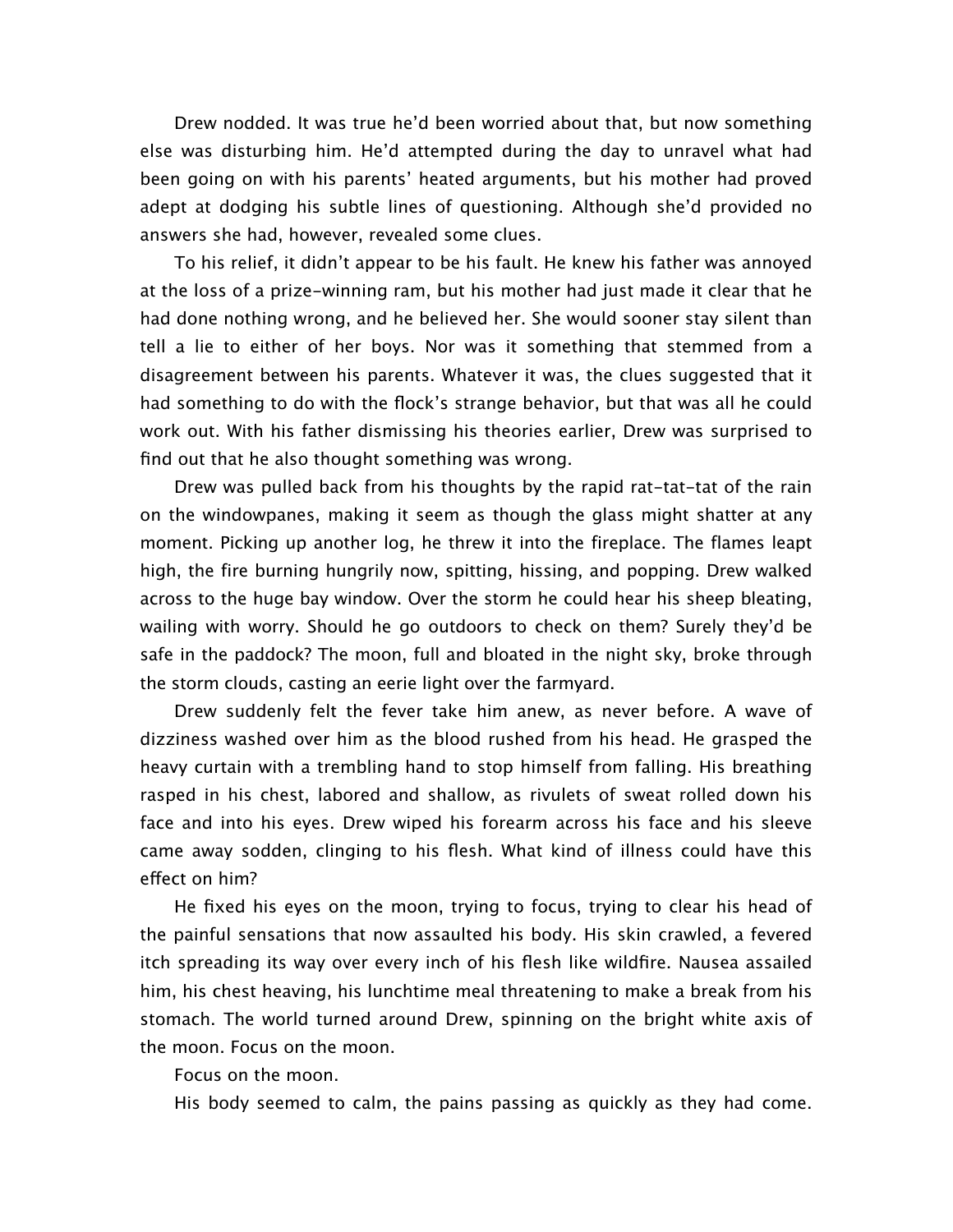Drew nodded. It was true he'd been worried about that, but now something else was disturbing him. He'd attempted during the day to unravel what had been going on with his parents' heated arguments, but his mother had proved adept at dodging his subtle lines of questioning. Although she'd provided no answers she had, however, revealed some clues.

To his relief, it didn't appear to be his fault. He knew his father was annoyed at the loss of a prize-winning ram, but his mother had just made it clear that he had done nothing wrong, and he believed her. She would sooner stay silent than tell a lie to either of her boys. Nor was it something that stemmed from a disagreement between his parents. Whatever it was, the clues suggested that it had something to do with the flock's strange behavior, but that was all he could work out. With his father dismissing his theories earlier, Drew was surprised to find out that he also thought something was wrong.

Drew was pulled back from his thoughts by the rapid rat-tat-tat of the rain on the windowpanes, making it seem as though the glass might shatter at any moment. Picking up another log, he threw it into the fireplace. The flames leapt high, the fire burning hungrily now, spitting, hissing, and popping. Drew walked across to the huge bay window. Over the storm he could hear his sheep bleating, wailing with worry. Should he go outdoors to check on them? Surely they'd be safe in the paddock? The moon, full and bloated in the night sky, broke through the storm clouds, casting an eerie light over the farmyard.

Drew suddenly felt the fever take him anew, as never before. A wave of dizziness washed over him as the blood rushed from his head. He grasped the heavy curtain with a trembling hand to stop himself from falling. His breathing rasped in his chest, labored and shallow, as rivulets of sweat rolled down his face and into his eyes. Drew wiped his forearm across his face and his sleeve came away sodden, clinging to his flesh. What kind of illness could have this effect on him?

He fixed his eyes on the moon, trying to focus, trying to clear his head of the painful sensations that now assaulted his body. His skin crawled, a fevered itch spreading its way over every inch of his flesh like wildfire. Nausea assailed him, his chest heaving, his lunchtime meal threatening to make a break from his stomach. The world turned around Drew, spinning on the bright white axis of the moon. Focus on the moon.

Focus on the moon.

His body seemed to calm, the pains passing as quickly as they had come.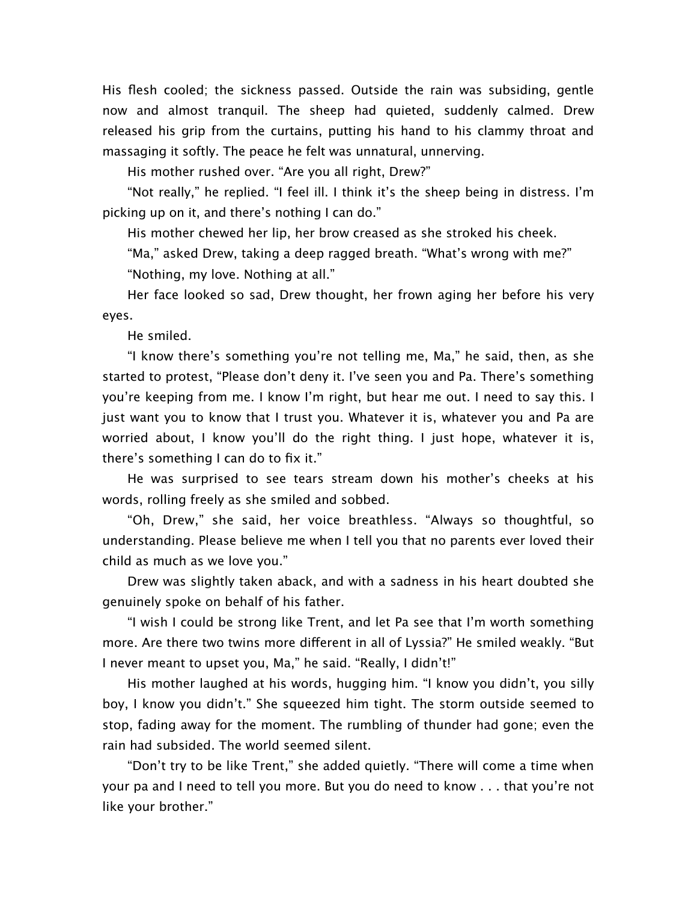His flesh cooled; the sickness passed. Outside the rain was subsiding, gentle now and almost tranquil. The sheep had quieted, suddenly calmed. Drew released his grip from the curtains, putting his hand to his clammy throat and massaging it softly. The peace he felt was unnatural, unnerving.

His mother rushed over. "Are you all right, Drew?"

"Not really," he replied. "I feel ill. I think it's the sheep being in distress. I'm picking up on it, and there's nothing I can do."

His mother chewed her lip, her brow creased as she stroked his cheek.

"Ma," asked Drew, taking a deep ragged breath. "What's wrong with me?"

"Nothing, my love. Nothing at all."

Her face looked so sad, Drew thought, her frown aging her before his very eyes.

He smiled.

"I know there's something you're not telling me, Ma," he said, then, as she started to protest, "Please don't deny it. I've seen you and Pa. There's something you're keeping from me. I know I'm right, but hear me out. I need to say this. I just want you to know that I trust you. Whatever it is, whatever you and Pa are worried about, I know you'll do the right thing. I just hope, whatever it is, there's something I can do to fix it."

He was surprised to see tears stream down his mother's cheeks at his words, rolling freely as she smiled and sobbed.

"Oh, Drew," she said, her voice breathless. "Always so thoughtful, so understanding. Please believe me when I tell you that no parents ever loved their child as much as we love you."

Drew was slightly taken aback, and with a sadness in his heart doubted she genuinely spoke on behalf of his father.

"I wish I could be strong like Trent, and let Pa see that I'm worth something more. Are there two twins more different in all of Lyssia?" He smiled weakly. "But I never meant to upset you, Ma," he said. "Really, I didn't!"

His mother laughed at his words, hugging him. "I know you didn't, you silly boy, I know you didn't." She squeezed him tight. The storm outside seemed to stop, fading away for the moment. The rumbling of thunder had gone; even the rain had subsided. The world seemed silent.

"Don't try to be like Trent," she added quietly. "There will come a time when your pa and I need to tell you more. But you do need to know . . . that you're not like your brother."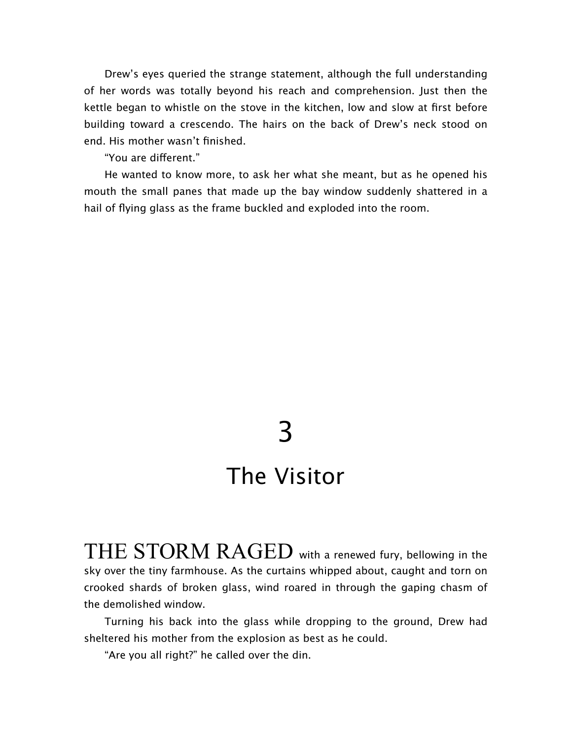Drew's eyes queried the strange statement, although the full understanding of her words was totally beyond his reach and comprehension. Just then the kettle began to whistle on the stove in the kitchen, low and slow at first before building toward a crescendo. The hairs on the back of Drew's neck stood on end. His mother wasn't finished.

"You are different."

He wanted to know more, to ask her what she meant, but as he opened his mouth the small panes that made up the bay window suddenly shattered in a hail of flying glass as the frame buckled and exploded into the room.

# 3

## The Visitor

THE STORM RAGED with a renewed fury, bellowing in the sky over the tiny farmhouse. As the curtains whipped about, caught and torn on crooked shards of broken glass, wind roared in through the gaping chasm of the demolished window.

Turning his back into the glass while dropping to the ground, Drew had sheltered his mother from the explosion as best as he could.

"Are you all right?" he called over the din.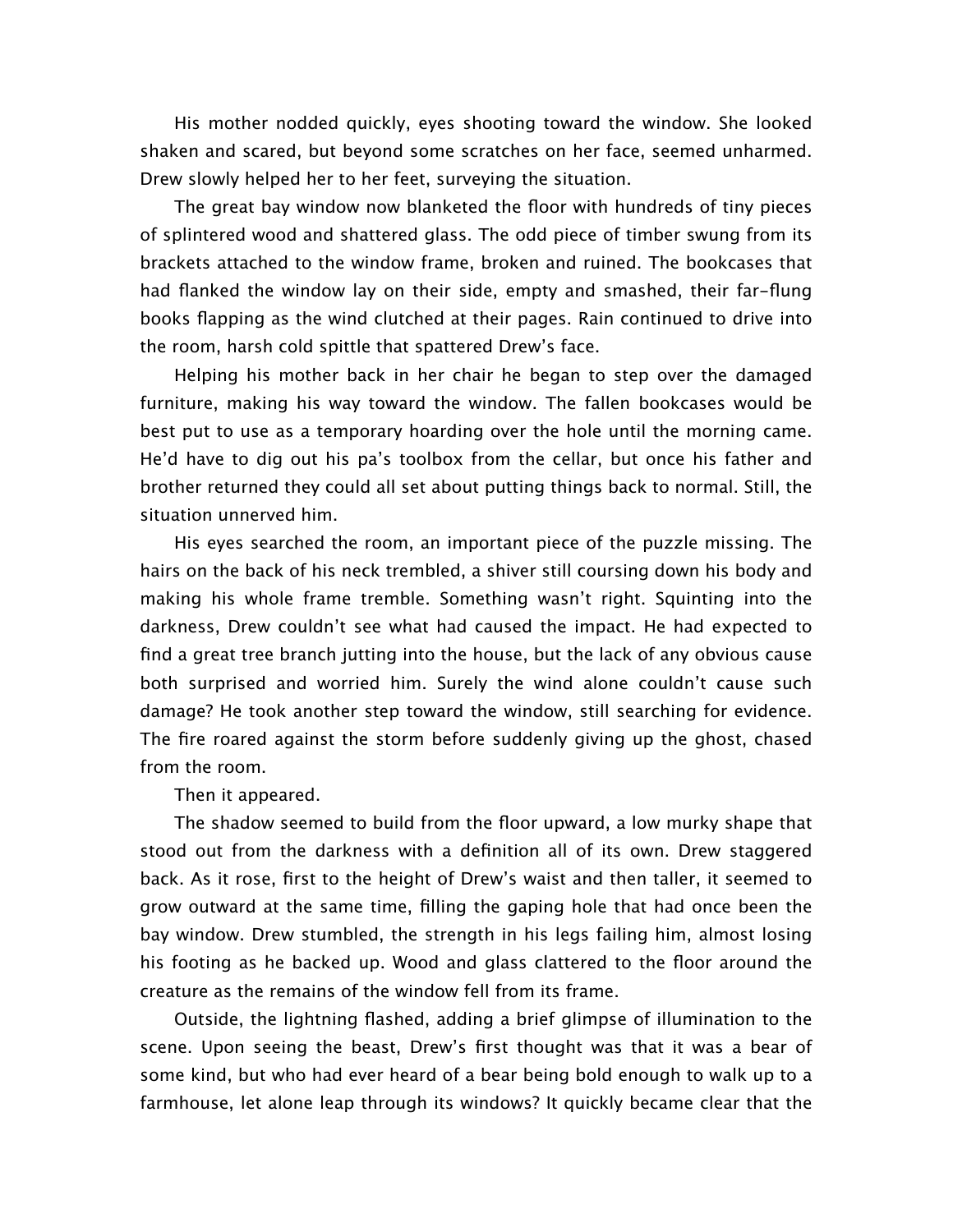His mother nodded quickly, eyes shooting toward the window. She looked shaken and scared, but beyond some scratches on her face, seemed unharmed. Drew slowly helped her to her feet, surveying the situation.

The great bay window now blanketed the floor with hundreds of tiny pieces of splintered wood and shattered glass. The odd piece of timber swung from its brackets attached to the window frame, broken and ruined. The bookcases that had flanked the window lay on their side, empty and smashed, their far-flung books flapping as the wind clutched at their pages. Rain continued to drive into the room, harsh cold spittle that spattered Drew's face.

Helping his mother back in her chair he began to step over the damaged furniture, making his way toward the window. The fallen bookcases would be best put to use as a temporary hoarding over the hole until the morning came. He'd have to dig out his pa's toolbox from the cellar, but once his father and brother returned they could all set about putting things back to normal. Still, the situation unnerved him.

His eyes searched the room, an important piece of the puzzle missing. The hairs on the back of his neck trembled, a shiver still coursing down his body and making his whole frame tremble. Something wasn't right. Squinting into the darkness, Drew couldn't see what had caused the impact. He had expected to find a great tree branch jutting into the house, but the lack of any obvious cause both surprised and worried him. Surely the wind alone couldn't cause such damage? He took another step toward the window, still searching for evidence. The fire roared against the storm before suddenly giving up the ghost, chased from the room.

Then it appeared.

The shadow seemed to build from the floor upward, a low murky shape that stood out from the darkness with a definition all of its own. Drew staggered back. As it rose, first to the height of Drew's waist and then taller, it seemed to grow outward at the same time, filling the gaping hole that had once been the bay window. Drew stumbled, the strength in his legs failing him, almost losing his footing as he backed up. Wood and glass clattered to the floor around the creature as the remains of the window fell from its frame.

Outside, the lightning flashed, adding a brief glimpse of illumination to the scene. Upon seeing the beast, Drew's first thought was that it was a bear of some kind, but who had ever heard of a bear being bold enough to walk up to a farmhouse, let alone leap through its windows? It quickly became clear that the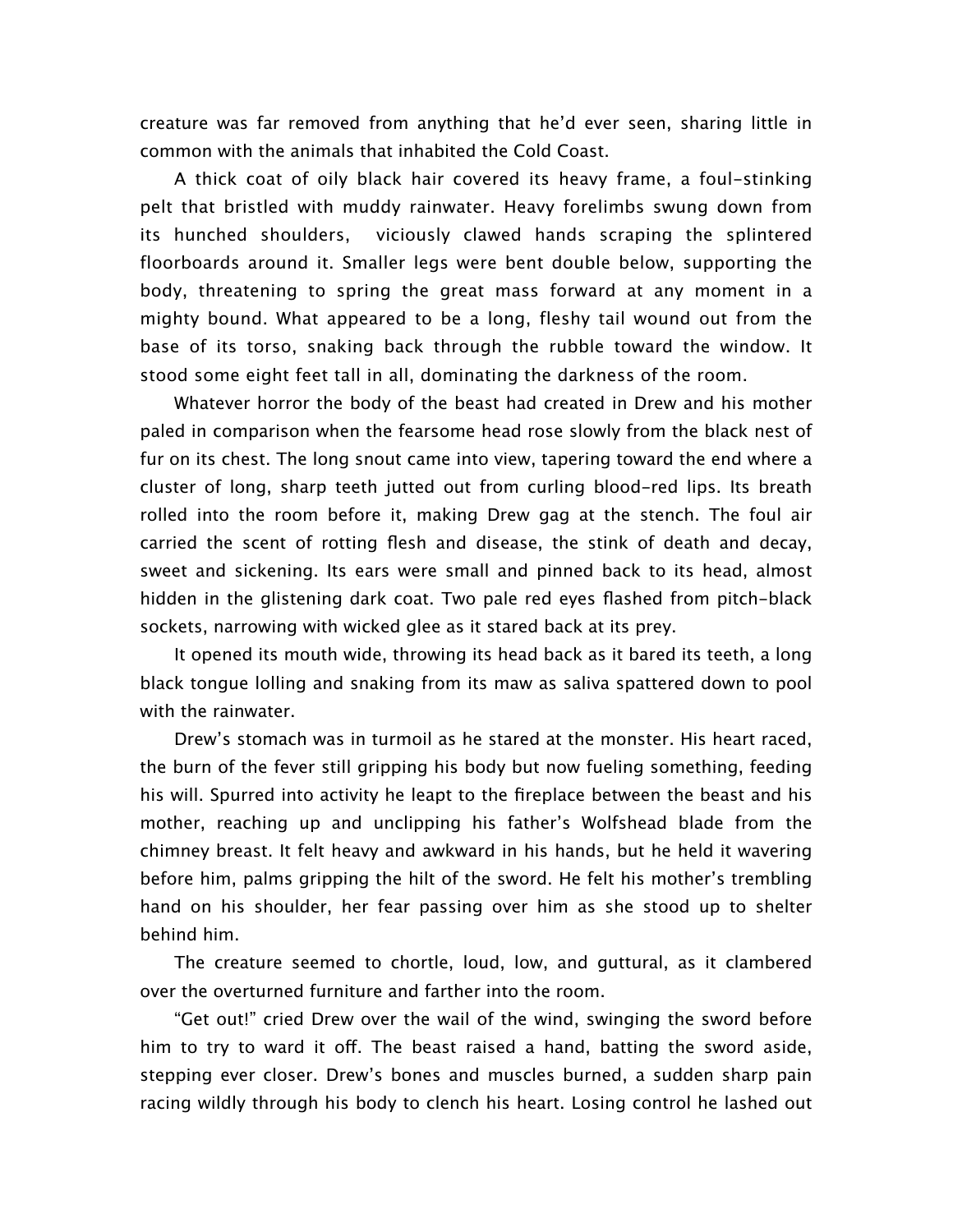creature was far removed from anything that he'd ever seen, sharing little in common with the animals that inhabited the Cold Coast.

A thick coat of oily black hair covered its heavy frame, a foul-stinking pelt that bristled with muddy rainwater. Heavy forelimbs swung down from its hunched shoulders, viciously clawed hands scraping the splintered floorboards around it. Smaller legs were bent double below, supporting the body, threatening to spring the great mass forward at any moment in a mighty bound. What appeared to be a long, fleshy tail wound out from the base of its torso, snaking back through the rubble toward the window. It stood some eight feet tall in all, dominating the darkness of the room.

Whatever horror the body of the beast had created in Drew and his mother paled in comparison when the fearsome head rose slowly from the black nest of fur on its chest. The long snout came into view, tapering toward the end where a cluster of long, sharp teeth jutted out from curling blood-red lips. Its breath rolled into the room before it, making Drew gag at the stench. The foul air carried the scent of rotting flesh and disease, the stink of death and decay, sweet and sickening. Its ears were small and pinned back to its head, almost hidden in the glistening dark coat. Two pale red eyes flashed from pitch-black sockets, narrowing with wicked glee as it stared back at its prey.

It opened its mouth wide, throwing its head back as it bared its teeth, a long black tongue lolling and snaking from its maw as saliva spattered down to pool with the rainwater.

Drew's stomach was in turmoil as he stared at the monster. His heart raced, the burn of the fever still gripping his body but now fueling something, feeding his will. Spurred into activity he leapt to the fireplace between the beast and his mother, reaching up and unclipping his father's Wolfshead blade from the chimney breast. It felt heavy and awkward in his hands, but he held it wavering before him, palms gripping the hilt of the sword. He felt his mother's trembling hand on his shoulder, her fear passing over him as she stood up to shelter behind him.

The creature seemed to chortle, loud, low, and guttural, as it clambered over the overturned furniture and farther into the room.

"Get out!" cried Drew over the wail of the wind, swinging the sword before him to try to ward it off. The beast raised a hand, batting the sword aside, stepping ever closer. Drew's bones and muscles burned, a sudden sharp pain racing wildly through his body to clench his heart. Losing control he lashed out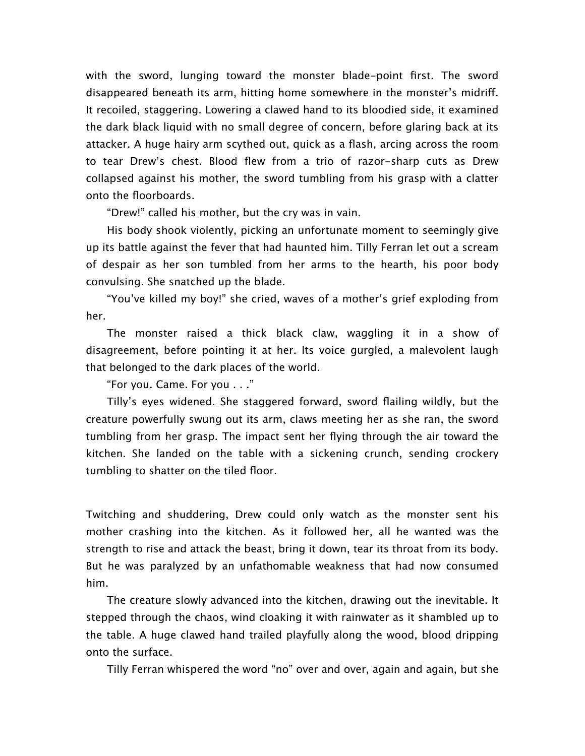with the sword, lunging toward the monster blade-point first. The sword disappeared beneath its arm, hitting home somewhere in the monster's midriff. It recoiled, staggering. Lowering a clawed hand to its bloodied side, it examined the dark black liquid with no small degree of concern, before glaring back at its attacker. A huge hairy arm scythed out, quick as a flash, arcing across the room to tear Drew's chest. Blood flew from a trio of razor-sharp cuts as Drew collapsed against his mother, the sword tumbling from his grasp with a clatter onto the floorboards.

"Drew!" called his mother, but the cry was in vain.

His body shook violently, picking an unfortunate moment to seemingly give up its battle against the fever that had haunted him. Tilly Ferran let out a scream of despair as her son tumbled from her arms to the hearth, his poor body convulsing. She snatched up the blade.

"You've killed my boy!" she cried, waves of a mother's grief exploding from her.

The monster raised a thick black claw, waggling it in a show of disagreement, before pointing it at her. Its voice gurgled, a malevolent laugh that belonged to the dark places of the world.

"For you. Came. For you . . ."

Tilly's eyes widened. She staggered forward, sword flailing wildly, but the creature powerfully swung out its arm, claws meeting her as she ran, the sword tumbling from her grasp. The impact sent her flying through the air toward the kitchen. She landed on the table with a sickening crunch, sending crockery tumbling to shatter on the tiled floor.

Twitching and shuddering, Drew could only watch as the monster sent his mother crashing into the kitchen. As it followed her, all he wanted was the strength to rise and attack the beast, bring it down, tear its throat from its body. But he was paralyzed by an unfathomable weakness that had now consumed him.

The creature slowly advanced into the kitchen, drawing out the inevitable. It stepped through the chaos, wind cloaking it with rainwater as it shambled up to the table. A huge clawed hand trailed playfully along the wood, blood dripping onto the surface.

Tilly Ferran whispered the word "no" over and over, again and again, but she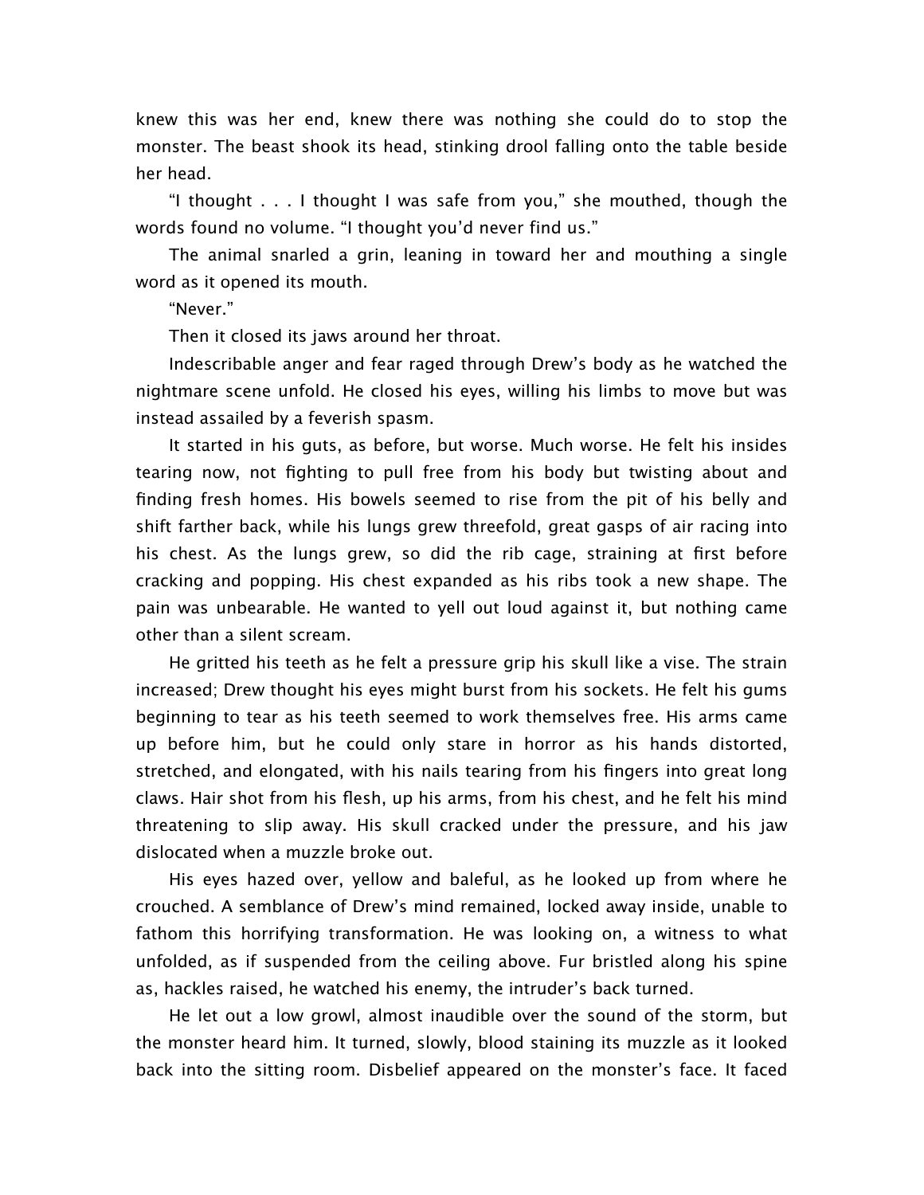knew this was her end, knew there was nothing she could do to stop the monster. The beast shook its head, stinking drool falling onto the table beside her head.

"I thought . . . I thought I was safe from you," she mouthed, though the words found no volume. "I thought you'd never find us."

The animal snarled a grin, leaning in toward her and mouthing a single word as it opened its mouth.

"Never."

Then it closed its jaws around her throat.

Indescribable anger and fear raged through Drew's body as he watched the nightmare scene unfold. He closed his eyes, willing his limbs to move but was instead assailed by a feverish spasm.

It started in his guts, as before, but worse. Much worse. He felt his insides tearing now, not fighting to pull free from his body but twisting about and finding fresh homes. His bowels seemed to rise from the pit of his belly and shift farther back, while his lungs grew threefold, great gasps of air racing into his chest. As the lungs grew, so did the rib cage, straining at first before cracking and popping. His chest expanded as his ribs took a new shape. The pain was unbearable. He wanted to yell out loud against it, but nothing came other than a silent scream.

He gritted his teeth as he felt a pressure grip his skull like a vise. The strain increased; Drew thought his eyes might burst from his sockets. He felt his gums beginning to tear as his teeth seemed to work themselves free. His arms came up before him, but he could only stare in horror as his hands distorted, stretched, and elongated, with his nails tearing from his fingers into great long claws. Hair shot from his flesh, up his arms, from his chest, and he felt his mind threatening to slip away. His skull cracked under the pressure, and his jaw dislocated when a muzzle broke out.

His eyes hazed over, yellow and baleful, as he looked up from where he crouched. A semblance of Drew's mind remained, locked away inside, unable to fathom this horrifying transformation. He was looking on, a witness to what unfolded, as if suspended from the ceiling above. Fur bristled along his spine as, hackles raised, he watched his enemy, the intruder's back turned.

He let out a low growl, almost inaudible over the sound of the storm, but the monster heard him. It turned, slowly, blood staining its muzzle as it looked back into the sitting room. Disbelief appeared on the monster's face. It faced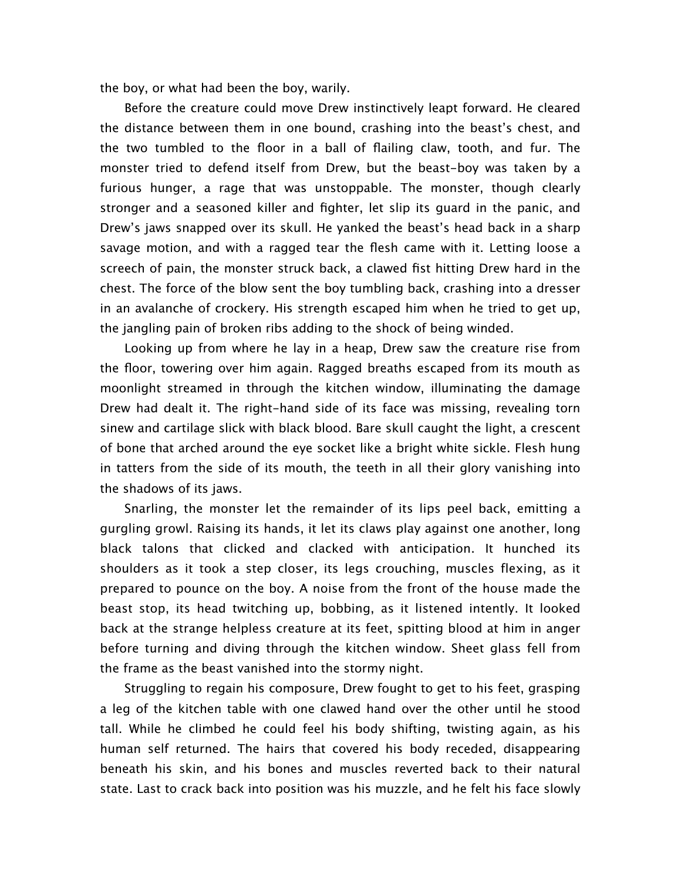the boy, or what had been the boy, warily.

Before the creature could move Drew instinctively leapt forward. He cleared the distance between them in one bound, crashing into the beast's chest, and the two tumbled to the floor in a ball of flailing claw, tooth, and fur. The monster tried to defend itself from Drew, but the beast-boy was taken by a furious hunger, a rage that was unstoppable. The monster, though clearly stronger and a seasoned killer and fighter, let slip its guard in the panic, and Drew's jaws snapped over its skull. He yanked the beast's head back in a sharp savage motion, and with a ragged tear the flesh came with it. Letting loose a screech of pain, the monster struck back, a clawed fist hitting Drew hard in the chest. The force of the blow sent the boy tumbling back, crashing into a dresser in an avalanche of crockery. His strength escaped him when he tried to get up, the jangling pain of broken ribs adding to the shock of being winded.

Looking up from where he lay in a heap, Drew saw the creature rise from the floor, towering over him again. Ragged breaths escaped from its mouth as moonlight streamed in through the kitchen window, illuminating the damage Drew had dealt it. The right-hand side of its face was missing, revealing torn sinew and cartilage slick with black blood. Bare skull caught the light, a crescent of bone that arched around the eye socket like a bright white sickle. Flesh hung in tatters from the side of its mouth, the teeth in all their glory vanishing into the shadows of its jaws.

Snarling, the monster let the remainder of its lips peel back, emitting a gurgling growl. Raising its hands, it let its claws play against one another, long black talons that clicked and clacked with anticipation. It hunched its shoulders as it took a step closer, its legs crouching, muscles flexing, as it prepared to pounce on the boy. A noise from the front of the house made the beast stop, its head twitching up, bobbing, as it listened intently. It looked back at the strange helpless creature at its feet, spitting blood at him in anger before turning and diving through the kitchen window. Sheet glass fell from the frame as the beast vanished into the stormy night.

Struggling to regain his composure, Drew fought to get to his feet, grasping a leg of the kitchen table with one clawed hand over the other until he stood tall. While he climbed he could feel his body shifting, twisting again, as his human self returned. The hairs that covered his body receded, disappearing beneath his skin, and his bones and muscles reverted back to their natural state. Last to crack back into position was his muzzle, and he felt his face slowly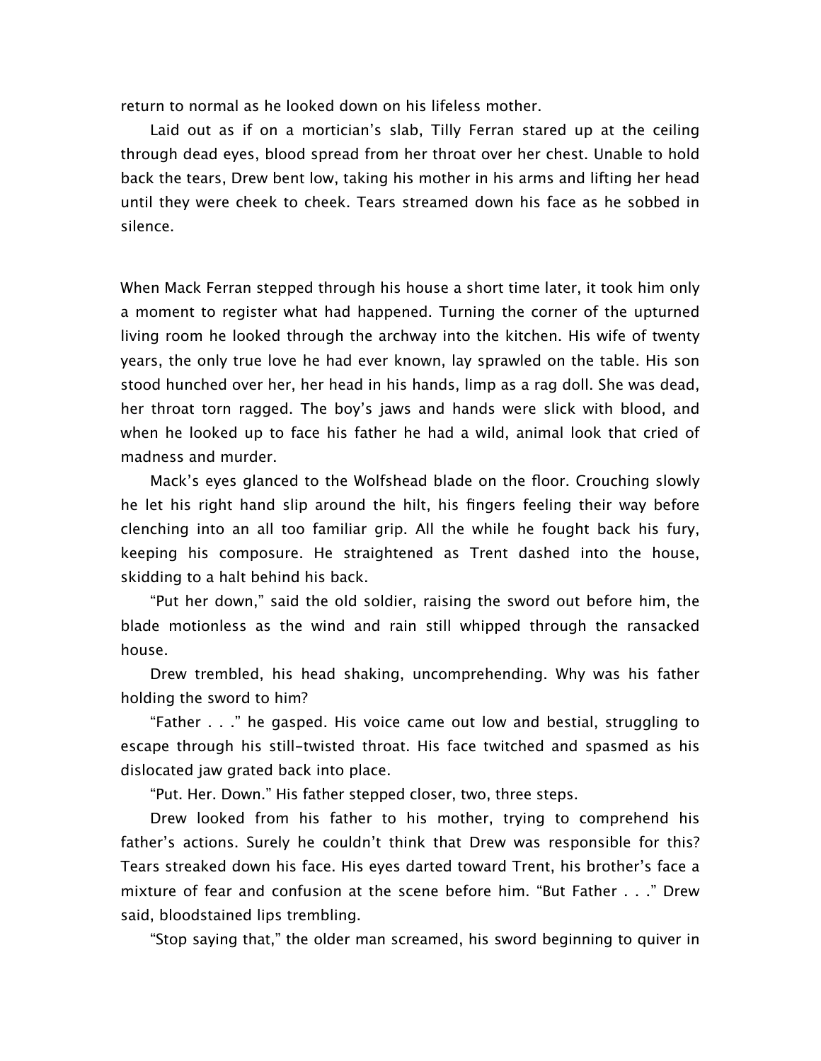return to normal as he looked down on his lifeless mother.

Laid out as if on a mortician's slab, Tilly Ferran stared up at the ceiling through dead eyes, blood spread from her throat over her chest. Unable to hold back the tears, Drew bent low, taking his mother in his arms and lifting her head until they were cheek to cheek. Tears streamed down his face as he sobbed in silence.

When Mack Ferran stepped through his house a short time later, it took him only a moment to register what had happened. Turning the corner of the upturned living room he looked through the archway into the kitchen. His wife of twenty years, the only true love he had ever known, lay sprawled on the table. His son stood hunched over her, her head in his hands, limp as a rag doll. She was dead, her throat torn ragged. The boy's jaws and hands were slick with blood, and when he looked up to face his father he had a wild, animal look that cried of madness and murder.

Mack's eyes glanced to the Wolfshead blade on the floor. Crouching slowly he let his right hand slip around the hilt, his fingers feeling their way before clenching into an all too familiar grip. All the while he fought back his fury, keeping his composure. He straightened as Trent dashed into the house, skidding to a halt behind his back.

"Put her down," said the old soldier, raising the sword out before him, the blade motionless as the wind and rain still whipped through the ransacked house.

Drew trembled, his head shaking, uncomprehending. Why was his father holding the sword to him?

"Father . . ." he gasped. His voice came out low and bestial, struggling to escape through his still-twisted throat. His face twitched and spasmed as his dislocated jaw grated back into place.

"Put. Her. Down." His father stepped closer, two, three steps.

Drew looked from his father to his mother, trying to comprehend his father's actions. Surely he couldn't think that Drew was responsible for this? Tears streaked down his face. His eyes darted toward Trent, his brother's face a mixture of fear and confusion at the scene before him. "But Father . . ." Drew said, bloodstained lips trembling.

"Stop saying that," the older man screamed, his sword beginning to quiver in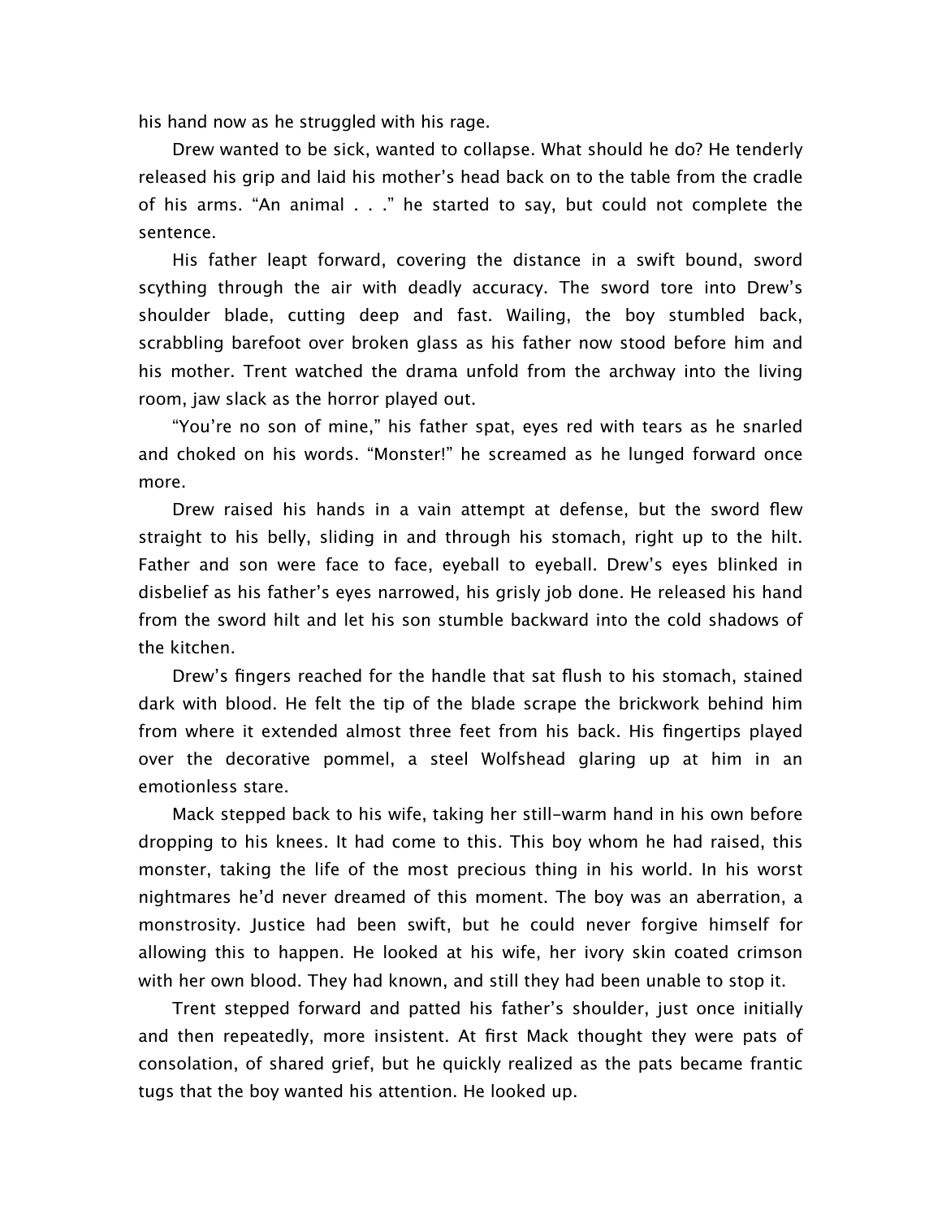his hand now as he struggled with his rage.

Drew wanted to be sick, wanted to collapse. What should he do? He tenderly released his grip and laid his mother's head back on to the table from the cradle of his arms. "An animal . . ." he started to say, but could not complete the sentence.

His father leapt forward, covering the distance in a swift bound, sword scything through the air with deadly accuracy. The sword tore into Drew's shoulder blade, cutting deep and fast. Wailing, the boy stumbled back, scrabbling barefoot over broken glass as his father now stood before him and his mother. Trent watched the drama unfold from the archway into the living room, jaw slack as the horror played out.

"You're no son of mine," his father spat, eyes red with tears as he snarled and choked on his words. "Monster!" he screamed as he lunged forward once more.

Drew raised his hands in a vain attempt at defense, but the sword flew straight to his belly, sliding in and through his stomach, right up to the hilt. Father and son were face to face, eyeball to eyeball. Drew's eyes blinked in disbelief as his father's eyes narrowed, his grisly job done. He released his hand from the sword hilt and let his son stumble backward into the cold shadows of the kitchen.

Drew's fingers reached for the handle that sat flush to his stomach, stained dark with blood. He felt the tip of the blade scrape the brickwork behind him from where it extended almost three feet from his back. His fingertips played over the decorative pommel, a steel Wolfshead glaring up at him in an emotionless stare.

Mack stepped back to his wife, taking her still-warm hand in his own before dropping to his knees. It had come to this. This boy whom he had raised, this monster, taking the life of the most precious thing in his world. In his worst nightmares he'd never dreamed of this moment. The boy was an aberration, a monstrosity. Justice had been swift, but he could never forgive himself for allowing this to happen. He looked at his wife, her ivory skin coated crimson with her own blood. They had known, and still they had been unable to stop it.

Trent stepped forward and patted his father's shoulder, just once initially and then repeatedly, more insistent. At first Mack thought they were pats of consolation, of shared grief, but he quickly realized as the pats became frantic tugs that the boy wanted his attention. He looked up.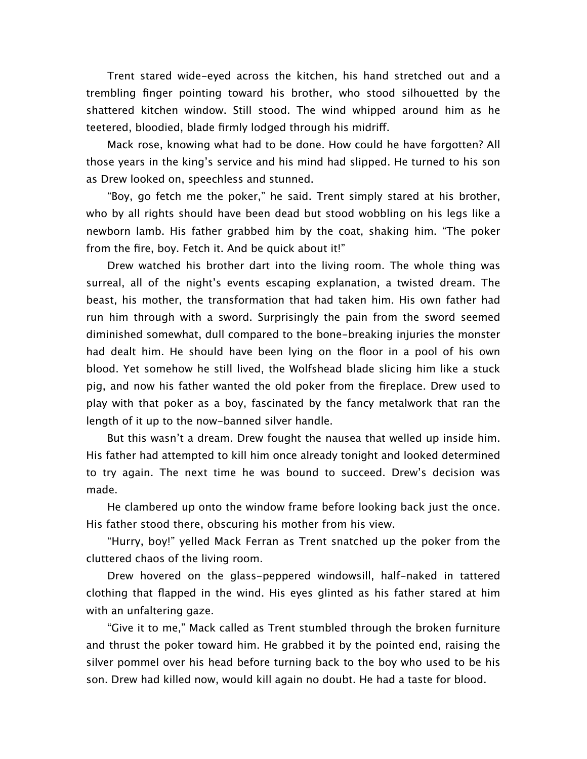Trent stared wide-eyed across the kitchen, his hand stretched out and a trembling finger pointing toward his brother, who stood silhouetted by the shattered kitchen window. Still stood. The wind whipped around him as he teetered, bloodied, blade firmly lodged through his midriff.

Mack rose, knowing what had to be done. How could he have forgotten? All those years in the king's service and his mind had slipped. He turned to his son as Drew looked on, speechless and stunned.

"Boy, go fetch me the poker," he said. Trent simply stared at his brother, who by all rights should have been dead but stood wobbling on his legs like a newborn lamb. His father grabbed him by the coat, shaking him. "The poker from the fire, boy. Fetch it. And be quick about it!"

Drew watched his brother dart into the living room. The whole thing was surreal, all of the night's events escaping explanation, a twisted dream. The beast, his mother, the transformation that had taken him. His own father had run him through with a sword. Surprisingly the pain from the sword seemed diminished somewhat, dull compared to the bone-breaking injuries the monster had dealt him. He should have been lying on the floor in a pool of his own blood. Yet somehow he still lived, the Wolfshead blade slicing him like a stuck pig, and now his father wanted the old poker from the fireplace. Drew used to play with that poker as a boy, fascinated by the fancy metalwork that ran the length of it up to the now-banned silver handle.

But this wasn't a dream. Drew fought the nausea that welled up inside him. His father had attempted to kill him once already tonight and looked determined to try again. The next time he was bound to succeed. Drew's decision was made.

He clambered up onto the window frame before looking back just the once. His father stood there, obscuring his mother from his view.

"Hurry, boy!" yelled Mack Ferran as Trent snatched up the poker from the cluttered chaos of the living room.

Drew hovered on the glass-peppered windowsill, half-naked in tattered clothing that flapped in the wind. His eyes glinted as his father stared at him with an unfaltering gaze.

"Give it to me," Mack called as Trent stumbled through the broken furniture and thrust the poker toward him. He grabbed it by the pointed end, raising the silver pommel over his head before turning back to the boy who used to be his son. Drew had killed now, would kill again no doubt. He had a taste for blood.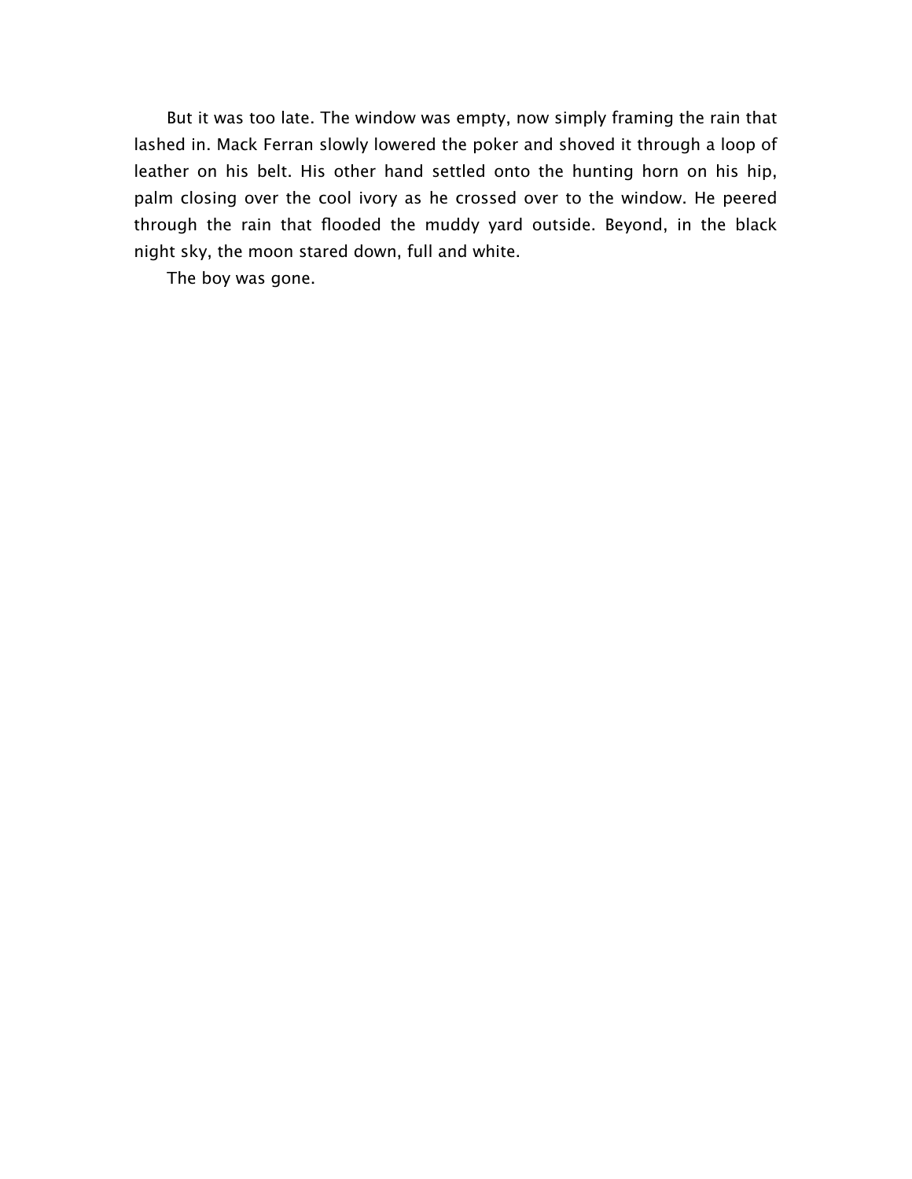But it was too late. The window was empty, now simply framing the rain that lashed in. Mack Ferran slowly lowered the poker and shoved it through a loop of leather on his belt. His other hand settled onto the hunting horn on his hip, palm closing over the cool ivory as he crossed over to the window. He peered through the rain that flooded the muddy yard outside. Beyond, in the black night sky, the moon stared down, full and white.

The boy was gone.